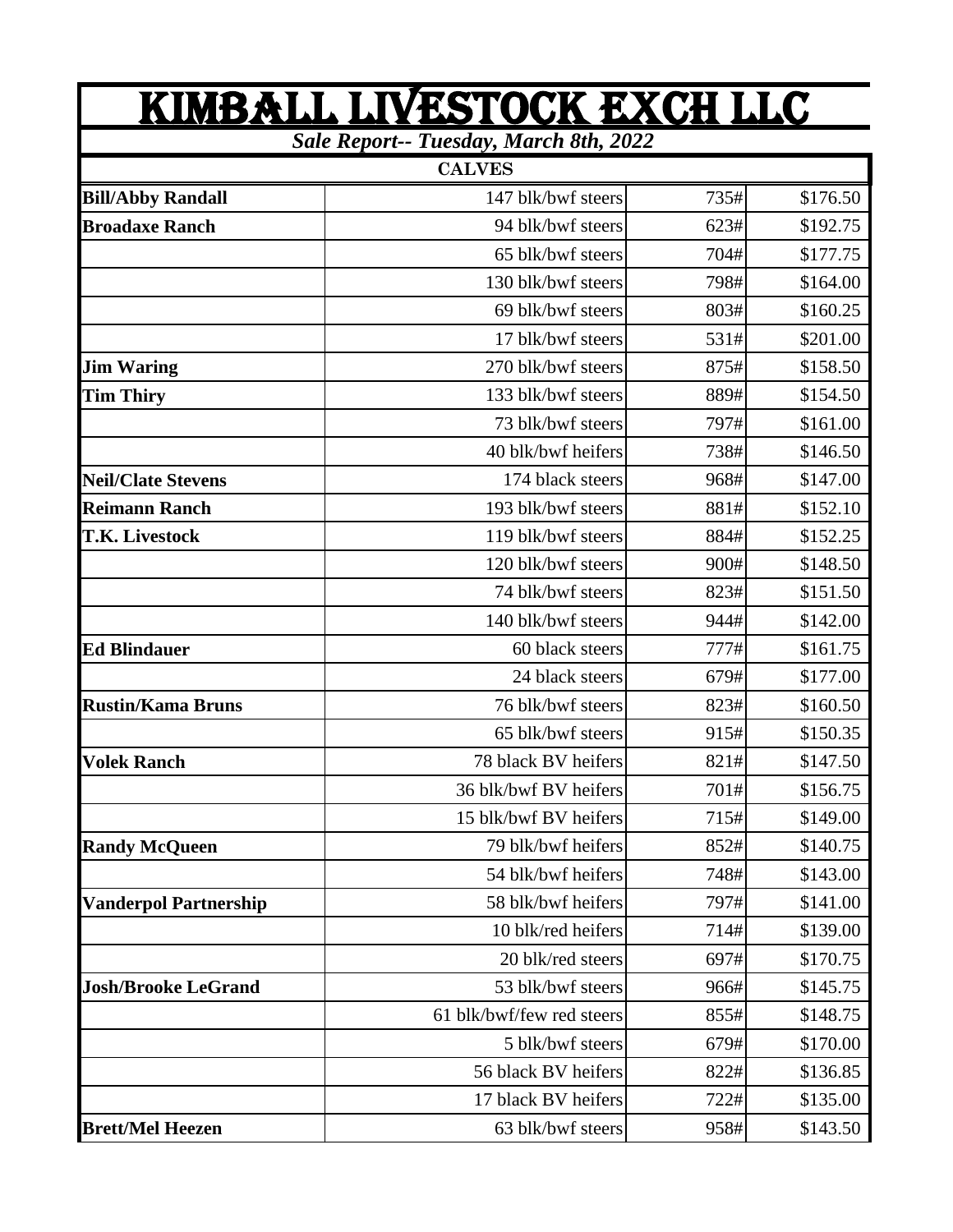# KIMBALL LIVESTOCK EXCH LLC

***Sale Report-- Tuesday, March 8th, 2022***

**CALVES**

| | | | |
|---|---|---|---|
| **Bill/Abby Randall** | 147 blk/bwf steers | 735# | $176.50 |
| **Broadaxe Ranch** | 94 blk/bwf steers | 623# | $192.75 |
| | 65 blk/bwf steers | 704# | $177.75 |
| | 130 blk/bwf steers | 798# | $164.00 |
| | 69 blk/bwf steers | 803# | $160.25 |
| | 17 blk/bwf steers | 531# | $201.00 |
| **Jim Waring** | 270 blk/bwf steers | 875# | $158.50 |
| **Tim Thiry** | 133 blk/bwf steers | 889# | $154.50 |
| | 73 blk/bwf steers | 797# | $161.00 |
| | 40 blk/bwf heifers | 738# | $146.50 |
| **Neil/Clate Stevens** | 174 black steers | 968# | $147.00 |
| **Reimann Ranch** | 193 blk/bwf steers | 881# | $152.10 |
| **T.K. Livestock** | 119 blk/bwf steers | 884# | $152.25 |
| | 120 blk/bwf steers | 900# | $148.50 |
| | 74 blk/bwf steers | 823# | $151.50 |
| | 140 blk/bwf steers | 944# | $142.00 |
| **Ed Blindauer** | 60 black steers | 777# | $161.75 |
| | 24 black steers | 679# | $177.00 |
| **Rustin/Kama Bruns** | 76 blk/bwf steers | 823# | $160.50 |
| | 65 blk/bwf steers | 915# | $150.35 |
| **Volek Ranch** | 78 black BV heifers | 821# | $147.50 |
| | 36 blk/bwf BV heifers | 701# | $156.75 |
| | 15 blk/bwf BV heifers | 715# | $149.00 |
| **Randy McQueen** | 79 blk/bwf heifers | 852# | $140.75 |
| | 54 blk/bwf heifers | 748# | $143.00 |
| **Vanderpol Partnership** | 58 blk/bwf heifers | 797# | $141.00 |
| | 10 blk/red heifers | 714# | $139.00 |
| | 20 blk/red steers | 697# | $170.75 |
| **Josh/Brooke LeGrand** | 53 blk/bwf steers | 966# | $145.75 |
| | 61 blk/bwf/few red steers | 855# | $148.75 |
| | 5 blk/bwf steers | 679# | $170.00 |
| | 56 black BV heifers | 822# | $136.85 |
| | 17 black BV heifers | 722# | $135.00 |
| **Brett/Mel Heezen** | 63 blk/bwf steers | 958# | $143.50 |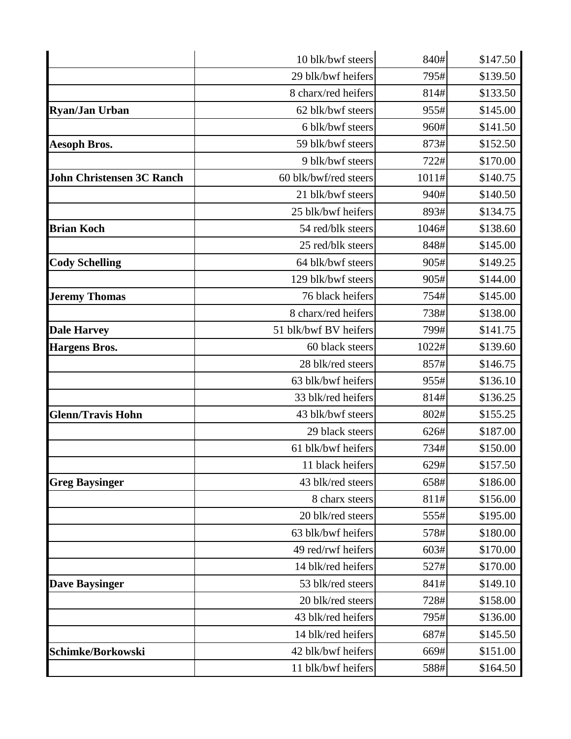| | | | |
|---|---|---|---|
| | 10 blk/bwf steers | 840# | $147.50 |
| | 29 blk/bwf heifers | 795# | $139.50 |
| | 8 charx/red heifers | 814# | $133.50 |
| **Ryan/Jan Urban** | 62 blk/bwf steers | 955# | $145.00 |
| | 6 blk/bwf steers | 960# | $141.50 |
| **Aesoph Bros.** | 59 blk/bwf steers | 873# | $152.50 |
| | 9 blk/bwf steers | 722# | $170.00 |
| **John Christensen 3C Ranch** | 60 blk/bwf/red steers | 1011# | $140.75 |
| | 21 blk/bwf steers | 940# | $140.50 |
| | 25 blk/bwf heifers | 893# | $134.75 |
| **Brian Koch** | 54 red/blk steers | 1046# | $138.60 |
| | 25 red/blk steers | 848# | $145.00 |
| **Cody Schelling** | 64 blk/bwf steers | 905# | $149.25 |
| | 129 blk/bwf steers | 905# | $144.00 |
| **Jeremy Thomas** | 76 black heifers | 754# | $145.00 |
| | 8 charx/red heifers | 738# | $138.00 |
| **Dale Harvey** | 51 blk/bwf BV heifers | 799# | $141.75 |
| **Hargens Bros.** | 60 black steers | 1022# | $139.60 |
| | 28 blk/red steers | 857# | $146.75 |
| | 63 blk/bwf heifers | 955# | $136.10 |
| | 33 blk/red heifers | 814# | $136.25 |
| **Glenn/Travis Hohn** | 43 blk/bwf steers | 802# | $155.25 |
| | 29 black steers | 626# | $187.00 |
| | 61 blk/bwf heifers | 734# | $150.00 |
| | 11 black heifers | 629# | $157.50 |
| **Greg Baysinger** | 43 blk/red steers | 658# | $186.00 |
| | 8 charx steers | 811# | $156.00 |
| | 20 blk/red steers | 555# | $195.00 |
| | 63 blk/bwf heifers | 578# | $180.00 |
| | 49 red/rwf heifers | 603# | $170.00 |
| | 14 blk/red heifers | 527# | $170.00 |
| **Dave Baysinger** | 53 blk/red steers | 841# | $149.10 |
| | 20 blk/red steers | 728# | $158.00 |
| | 43 blk/red heifers | 795# | $136.00 |
| | 14 blk/red heifers | 687# | $145.50 |
| **Schimke/Borkowski** | 42 blk/bwf heifers | 669# | $151.00 |
| | 11 blk/bwf heifers | 588# | $164.50 |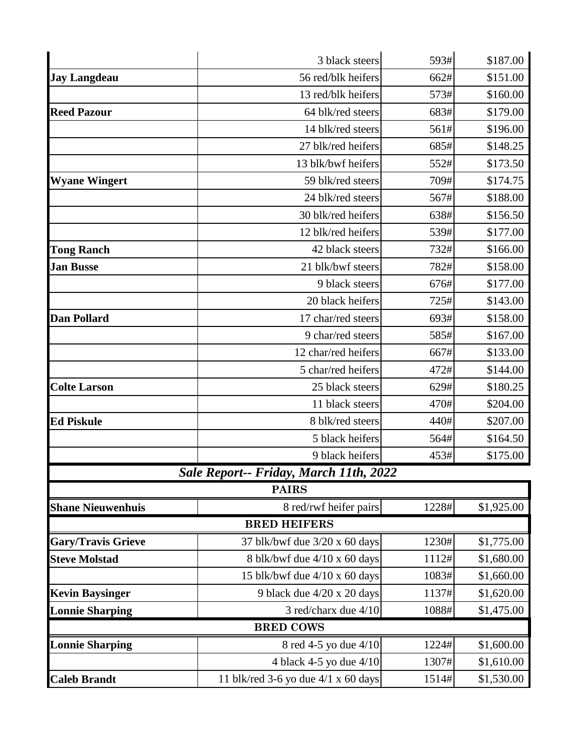| | | | |
|---|---|---|---|
| | 3 black steers | 593# | $187.00 |
| **Jay Langdeau** | 56 red/blk heifers | 662# | $151.00 |
| | 13 red/blk heifers | 573# | $160.00 |
| **Reed Pazour** | 64 blk/red steers | 683# | $179.00 |
| | 14 blk/red steers | 561# | $196.00 |
| | 27 blk/red heifers | 685# | $148.25 |
| | 13 blk/bwf heifers | 552# | $173.50 |
| **Wyane Wingert** | 59 blk/red steers | 709# | $174.75 |
| | 24 blk/red steers | 567# | $188.00 |
| | 30 blk/red heifers | 638# | $156.50 |
| | 12 blk/red heifers | 539# | $177.00 |
| **Tong Ranch** | 42 black steers | 732# | $166.00 |
| **Jan Busse** | 21 blk/bwf steers | 782# | $158.00 |
| | 9 black steers | 676# | $177.00 |
| | 20 black heifers | 725# | $143.00 |
| **Dan Pollard** | 17 char/red steers | 693# | $158.00 |
| | 9 char/red steers | 585# | $167.00 |
| | 12 char/red heifers | 667# | $133.00 |
| | 5 char/red heifers | 472# | $144.00 |
| **Colte Larson** | 25 black steers | 629# | $180.25 |
| | 11 black steers | 470# | $204.00 |
| **Ed Piskule** | 8 blk/red steers | 440# | $207.00 |
| | 5 black heifers | 564# | $164.50 |
| | 9 black heifers | 453# | $175.00 |

## *Sale Report-- Friday, March 11th, 2022*

| **PAIRS** | | | |
|---|---|---|---|
| **Shane Nieuwenhuis** | 8 red/rwf heifer pairs | 1228# | $1,925.00 |
| **BRED HEIFERS** | | | |
| **Gary/Travis Grieve** | 37 blk/bwf due 3/20 x 60 days | 1230# | $1,775.00 |
| **Steve Molstad** | 8 blk/bwf due 4/10 x 60 days | 1112# | $1,680.00 |
| | 15 blk/bwf due 4/10 x 60 days | 1083# | $1,660.00 |
| **Kevin Baysinger** | 9 black due 4/20 x 20 days | 1137# | $1,620.00 |
| **Lonnie Sharping** | 3 red/charx due 4/10 | 1088# | $1,475.00 |
| **BRED COWS** | | | |
| **Lonnie Sharping** | 8 red 4-5 yo due 4/10 | 1224# | $1,600.00 |
| | 4 black 4-5 yo due 4/10 | 1307# | $1,610.00 |
| **Caleb Brandt** | 11 blk/red 3-6 yo due 4/1 x 60 days | 1514# | $1,530.00 |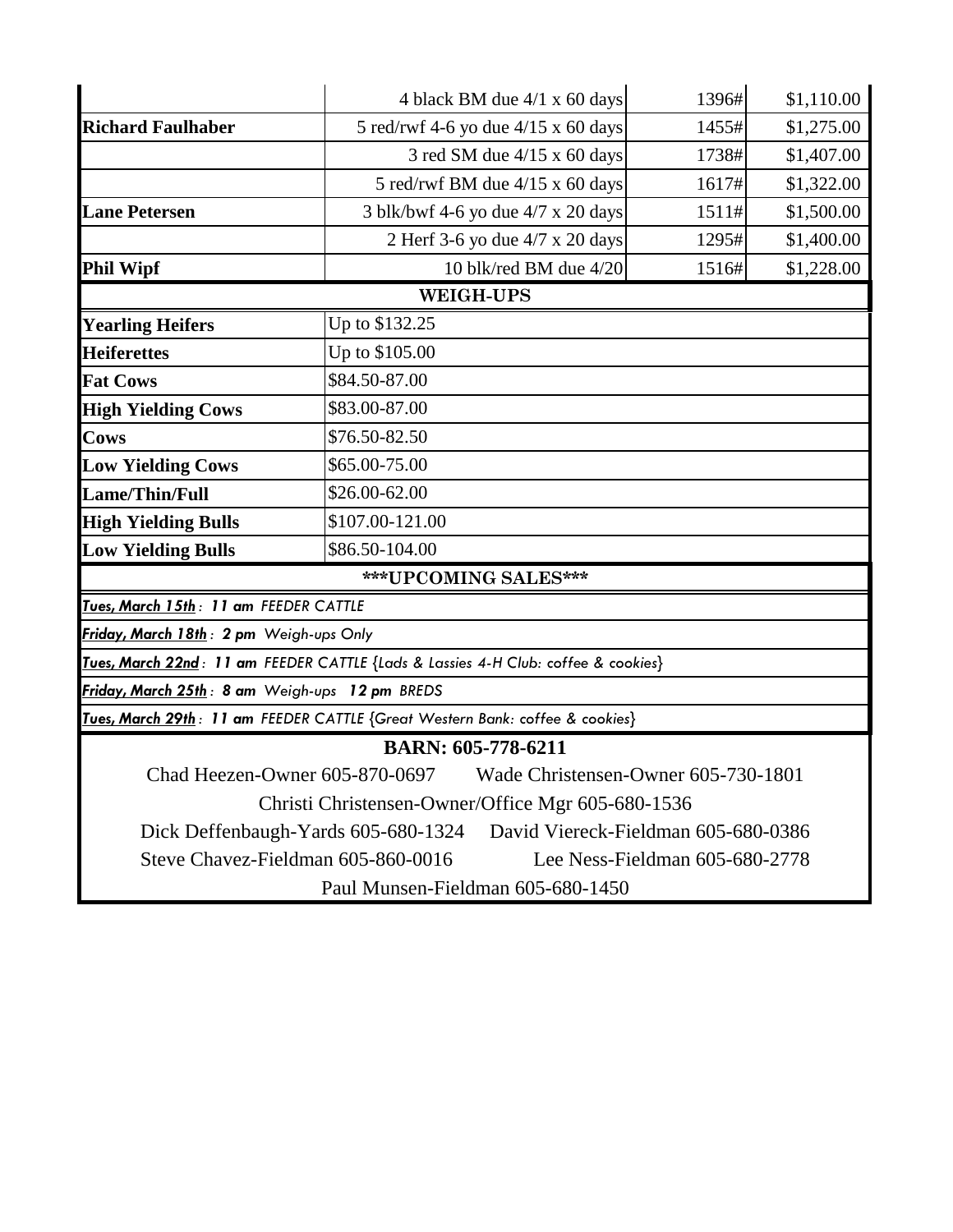| | | | |
|---|---|---|---|
| | 4 black BM due 4/1 x 60 days | 1396# | $1,110.00 |
| **Richard Faulhaber** | 5 red/rwf 4-6 yo due 4/15 x 60 days | 1455# | $1,275.00 |
| | 3 red SM due 4/15 x 60 days | 1738# | $1,407.00 |
| | 5 red/rwf BM due 4/15 x 60 days | 1617# | $1,322.00 |
| **Lane Petersen** | 3 blk/bwf 4-6 yo due 4/7 x 20 days | 1511# | $1,500.00 |
| | 2 Herf 3-6 yo due 4/7 x 20 days | 1295# | $1,400.00 |
| **Phil Wipf** | 10 blk/red BM due 4/20 | 1516# | $1,228.00 |

## WEIGH-UPS

| | |
|---|---|
| **Yearling Heifers** | Up to $132.25 |
| **Heiferettes** | Up to $105.00 |
| **Fat Cows** | $84.50-87.00 |
| **High Yielding Cows** | $83.00-87.00 |
| **Cows** | $76.50-82.50 |
| **Low Yielding Cows** | $65.00-75.00 |
| **Lame/Thin/Full** | $26.00-62.00 |
| **High Yielding Bulls** | $107.00-121.00 |
| **Low Yielding Bulls** | $86.50-104.00 |

## ***UPCOMING SALES***

***Tues, March 15th*** *: **11 am** FEEDER CATTLE*

***Friday, March 18th*** *: **2 pm** Weigh-ups Only*

***Tues, March 22nd*** *: **11 am** FEEDER CATTLE {Lads & Lassies 4-H Club: coffee & cookies}*

***Friday, March 25th*** *: **8 am** Weigh-ups **12 pm** BREDS*

***Tues, March 29th*** *: **11 am** FEEDER CATTLE {Great Western Bank: coffee & cookies}*

**BARN: 605-778-6211**

Chad Heezen-Owner 605-870-0697 Wade Christensen-Owner 605-730-1801

Christi Christensen-Owner/Office Mgr 605-680-1536

Dick Deffenbaugh-Yards 605-680-1324 David Viereck-Fieldman 605-680-0386

Steve Chavez-Fieldman 605-860-0016 Lee Ness-Fieldman 605-680-2778

Paul Munsen-Fieldman 605-680-1450